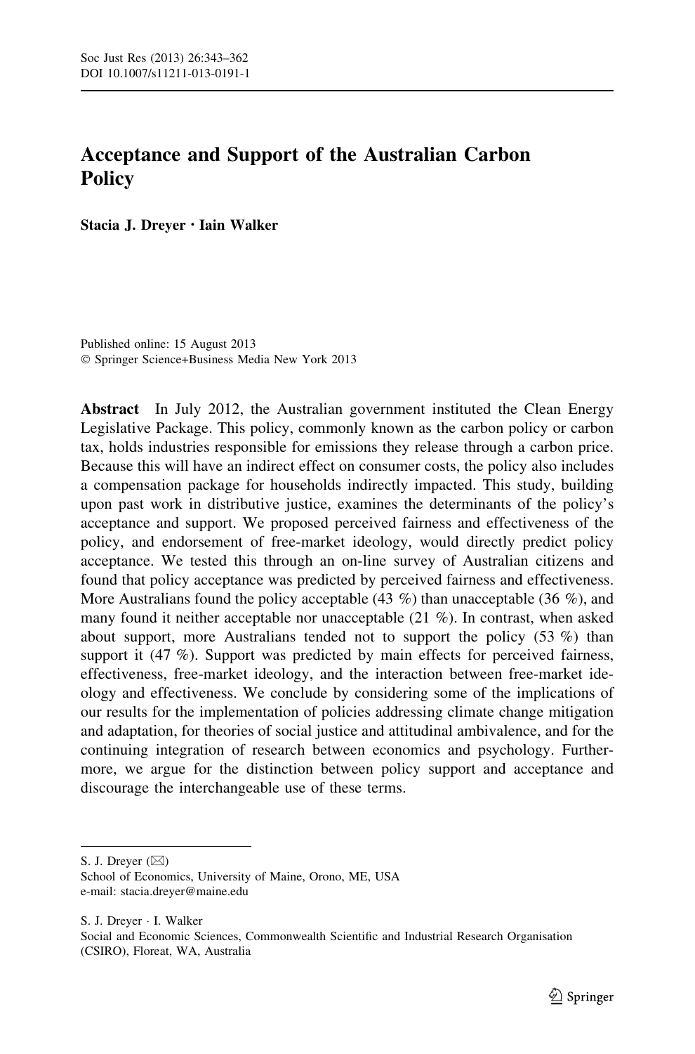# Acceptance and Support of the Australian Carbon Policy

**Stacia J. Dreyer · Iain Walker**

Published online: 15 August 2013
© Springer Science+Business Media New York 2013

**Abstract** In July 2012, the Australian government instituted the Clean Energy Legislative Package. This policy, commonly known as the carbon policy or carbon tax, holds industries responsible for emissions they release through a carbon price. Because this will have an indirect effect on consumer costs, the policy also includes a compensation package for households indirectly impacted. This study, building upon past work in distributive justice, examines the determinants of the policy's acceptance and support. We proposed perceived fairness and effectiveness of the policy, and endorsement of free-market ideology, would directly predict policy acceptance. We tested this through an on-line survey of Australian citizens and found that policy acceptance was predicted by perceived fairness and effectiveness. More Australians found the policy acceptable (43 %) than unacceptable (36 %), and many found it neither acceptable nor unacceptable (21 %). In contrast, when asked about support, more Australians tended not to support the policy (53 %) than support it (47 %). Support was predicted by main effects for perceived fairness, effectiveness, free-market ideology, and the interaction between free-market ideology and effectiveness. We conclude by considering some of the implications of our results for the implementation of policies addressing climate change mitigation and adaptation, for theories of social justice and attitudinal ambivalence, and for the continuing integration of research between economics and psychology. Furthermore, we argue for the distinction between policy support and acceptance and discourage the interchangeable use of these terms.

---

S. J. Dreyer (✉)
School of Economics, University of Maine, Orono, ME, USA
e-mail: stacia.dreyer@maine.edu

S. J. Dreyer · I. Walker
Social and Economic Sciences, Commonwealth Scientific and Industrial Research Organisation (CSIRO), Floreat, WA, Australia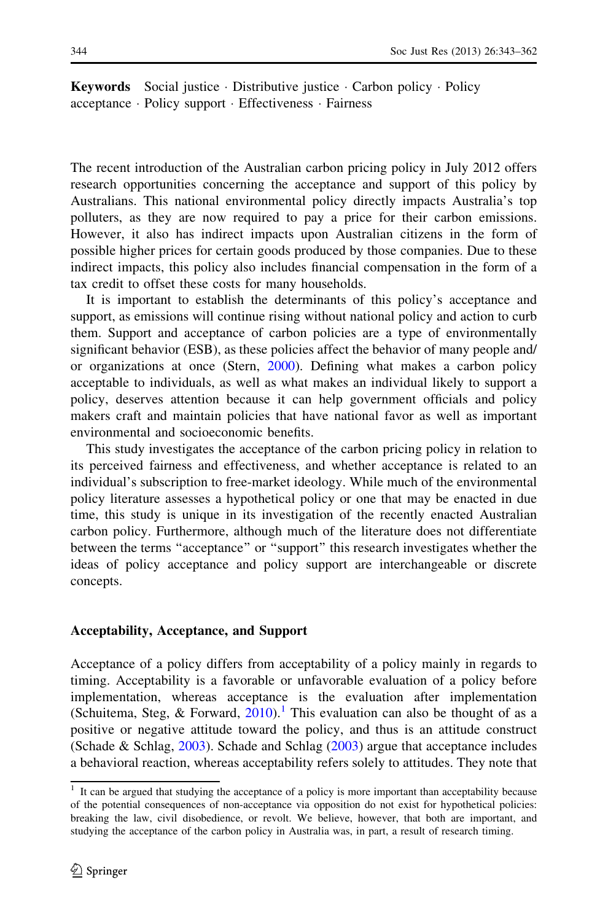**Keywords** Social justice · Distributive justice · Carbon policy · Policy acceptance · Policy support · Effectiveness · Fairness

The recent introduction of the Australian carbon pricing policy in July 2012 offers research opportunities concerning the acceptance and support of this policy by Australians. This national environmental policy directly impacts Australia's top polluters, as they are now required to pay a price for their carbon emissions. However, it also has indirect impacts upon Australian citizens in the form of possible higher prices for certain goods produced by those companies. Due to these indirect impacts, this policy also includes financial compensation in the form of a tax credit to offset these costs for many households.

It is important to establish the determinants of this policy's acceptance and support, as emissions will continue rising without national policy and action to curb them. Support and acceptance of carbon policies are a type of environmentally significant behavior (ESB), as these policies affect the behavior of many people and/or organizations at once (Stern, 2000). Defining what makes a carbon policy acceptable to individuals, as well as what makes an individual likely to support a policy, deserves attention because it can help government officials and policy makers craft and maintain policies that have national favor as well as important environmental and socioeconomic benefits.

This study investigates the acceptance of the carbon pricing policy in relation to its perceived fairness and effectiveness, and whether acceptance is related to an individual's subscription to free-market ideology. While much of the environmental policy literature assesses a hypothetical policy or one that may be enacted in due time, this study is unique in its investigation of the recently enacted Australian carbon policy. Furthermore, although much of the literature does not differentiate between the terms "acceptance" or "support" this research investigates whether the ideas of policy acceptance and policy support are interchangeable or discrete concepts.

## Acceptability, Acceptance, and Support

Acceptance of a policy differs from acceptability of a policy mainly in regards to timing. Acceptability is a favorable or unfavorable evaluation of a policy before implementation, whereas acceptance is the evaluation after implementation (Schuitema, Steg, & Forward, 2010).[1] This evaluation can also be thought of as a positive or negative attitude toward the policy, and thus is an attitude construct (Schade & Schlag, 2003). Schade and Schlag (2003) argue that acceptance includes a behavioral reaction, whereas acceptability refers solely to attitudes. They note that

[1] It can be argued that studying the acceptance of a policy is more important than acceptability because of the potential consequences of non-acceptance via opposition do not exist for hypothetical policies: breaking the law, civil disobedience, or revolt. We believe, however, that both are important, and studying the acceptance of the carbon policy in Australia was, in part, a result of research timing.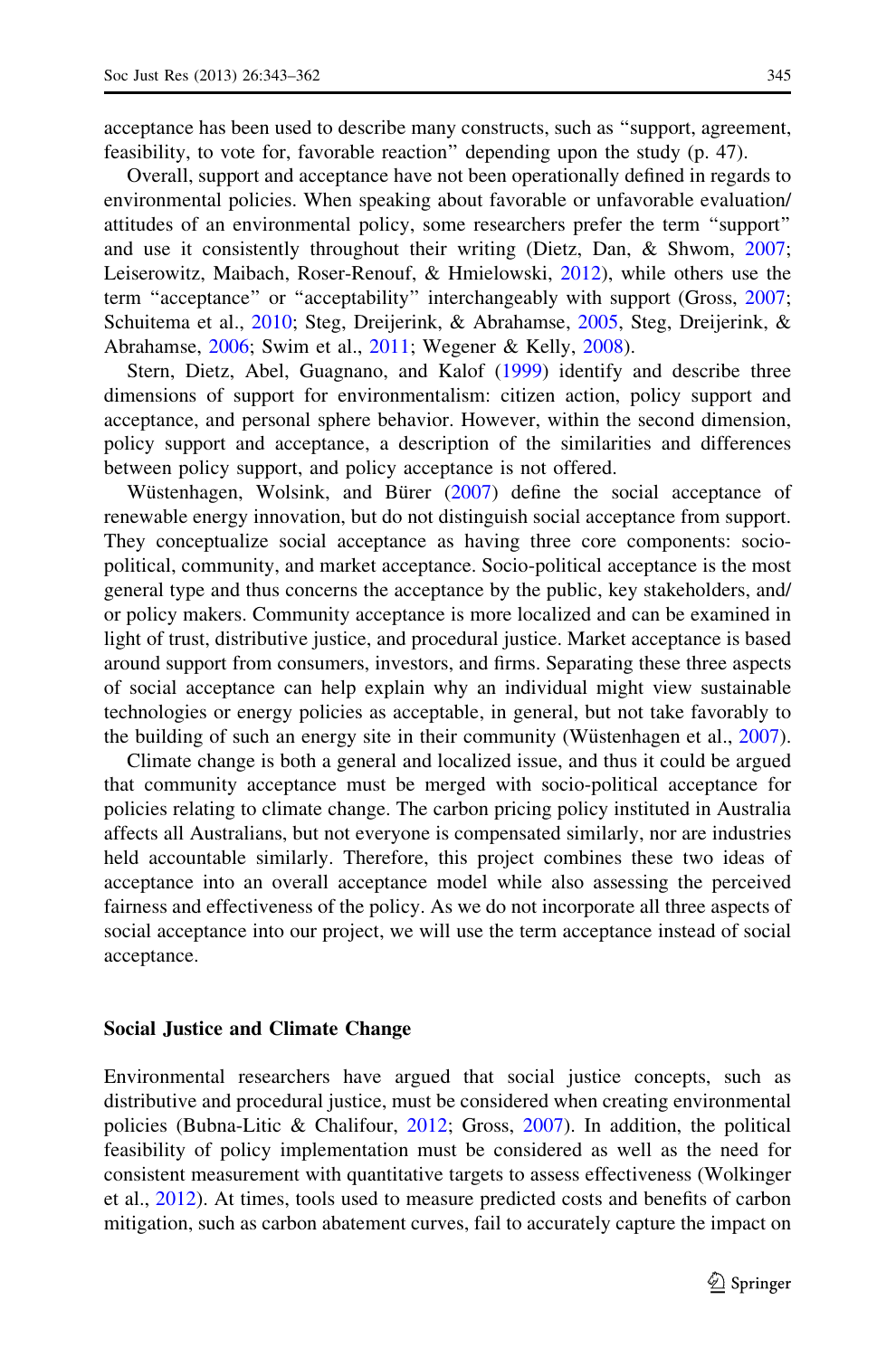acceptance has been used to describe many constructs, such as "support, agreement, feasibility, to vote for, favorable reaction" depending upon the study (p. 47).

Overall, support and acceptance have not been operationally defined in regards to environmental policies. When speaking about favorable or unfavorable evaluation/attitudes of an environmental policy, some researchers prefer the term "support" and use it consistently throughout their writing (Dietz, Dan, & Shwom, 2007; Leiserowitz, Maibach, Roser-Renouf, & Hmielowski, 2012), while others use the term "acceptance" or "acceptability" interchangeably with support (Gross, 2007; Schuitema et al., 2010; Steg, Dreijerink, & Abrahamse, 2005, Steg, Dreijerink, & Abrahamse, 2006; Swim et al., 2011; Wegener & Kelly, 2008).

Stern, Dietz, Abel, Guagnano, and Kalof (1999) identify and describe three dimensions of support for environmentalism: citizen action, policy support and acceptance, and personal sphere behavior. However, within the second dimension, policy support and acceptance, a description of the similarities and differences between policy support, and policy acceptance is not offered.

Wüstenhagen, Wolsink, and Bürer (2007) define the social acceptance of renewable energy innovation, but do not distinguish social acceptance from support. They conceptualize social acceptance as having three core components: socio-political, community, and market acceptance. Socio-political acceptance is the most general type and thus concerns the acceptance by the public, key stakeholders, and/or policy makers. Community acceptance is more localized and can be examined in light of trust, distributive justice, and procedural justice. Market acceptance is based around support from consumers, investors, and firms. Separating these three aspects of social acceptance can help explain why an individual might view sustainable technologies or energy policies as acceptable, in general, but not take favorably to the building of such an energy site in their community (Wüstenhagen et al., 2007).

Climate change is both a general and localized issue, and thus it could be argued that community acceptance must be merged with socio-political acceptance for policies relating to climate change. The carbon pricing policy instituted in Australia affects all Australians, but not everyone is compensated similarly, nor are industries held accountable similarly. Therefore, this project combines these two ideas of acceptance into an overall acceptance model while also assessing the perceived fairness and effectiveness of the policy. As we do not incorporate all three aspects of social acceptance into our project, we will use the term acceptance instead of social acceptance.

## Social Justice and Climate Change

Environmental researchers have argued that social justice concepts, such as distributive and procedural justice, must be considered when creating environmental policies (Bubna-Litic & Chalifour, 2012; Gross, 2007). In addition, the political feasibility of policy implementation must be considered as well as the need for consistent measurement with quantitative targets to assess effectiveness (Wolkinger et al., 2012). At times, tools used to measure predicted costs and benefits of carbon mitigation, such as carbon abatement curves, fail to accurately capture the impact on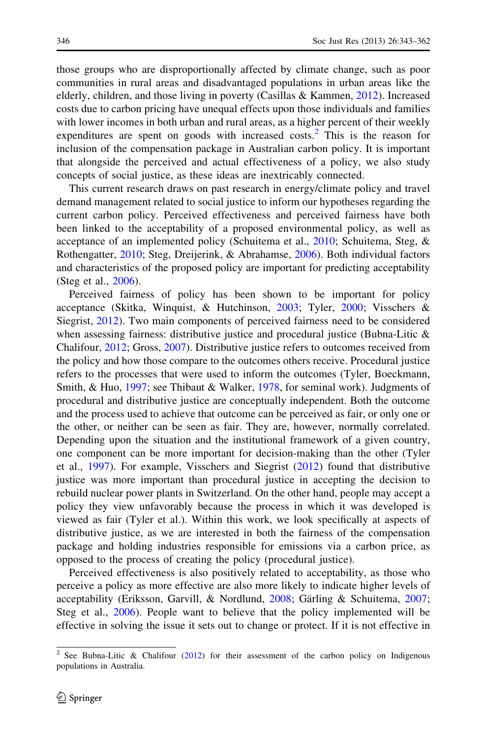those groups who are disproportionally affected by climate change, such as poor communities in rural areas and disadvantaged populations in urban areas like the elderly, children, and those living in poverty (Casillas & Kammen, 2012). Increased costs due to carbon pricing have unequal effects upon those individuals and families with lower incomes in both urban and rural areas, as a higher percent of their weekly expenditures are spent on goods with increased costs.[2] This is the reason for inclusion of the compensation package in Australian carbon policy. It is important that alongside the perceived and actual effectiveness of a policy, we also study concepts of social justice, as these ideas are inextricably connected.

This current research draws on past research in energy/climate policy and travel demand management related to social justice to inform our hypotheses regarding the current carbon policy. Perceived effectiveness and perceived fairness have both been linked to the acceptability of a proposed environmental policy, as well as acceptance of an implemented policy (Schuitema et al., 2010; Schuitema, Steg, & Rothengatter, 2010; Steg, Dreijerink, & Abrahamse, 2006). Both individual factors and characteristics of the proposed policy are important for predicting acceptability (Steg et al., 2006).

Perceived fairness of policy has been shown to be important for policy acceptance (Skitka, Winquist, & Hutchinson, 2003; Tyler, 2000; Visschers & Siegrist, 2012). Two main components of perceived fairness need to be considered when assessing fairness: distributive justice and procedural justice (Bubna-Litic & Chalifour, 2012; Gross, 2007). Distributive justice refers to outcomes received from the policy and how those compare to the outcomes others receive. Procedural justice refers to the processes that were used to inform the outcomes (Tyler, Boeckmann, Smith, & Huo, 1997; see Thibaut & Walker, 1978, for seminal work). Judgments of procedural and distributive justice are conceptually independent. Both the outcome and the process used to achieve that outcome can be perceived as fair, or only one or the other, or neither can be seen as fair. They are, however, normally correlated. Depending upon the situation and the institutional framework of a given country, one component can be more important for decision-making than the other (Tyler et al., 1997). For example, Visschers and Siegrist (2012) found that distributive justice was more important than procedural justice in accepting the decision to rebuild nuclear power plants in Switzerland. On the other hand, people may accept a policy they view unfavorably because the process in which it was developed is viewed as fair (Tyler et al.). Within this work, we look specifically at aspects of distributive justice, as we are interested in both the fairness of the compensation package and holding industries responsible for emissions via a carbon price, as opposed to the process of creating the policy (procedural justice).

Perceived effectiveness is also positively related to acceptability, as those who perceive a policy as more effective are also more likely to indicate higher levels of acceptability (Eriksson, Garvill, & Nordlund, 2008; Gärling & Schuitema, 2007; Steg et al., 2006). People want to believe that the policy implemented will be effective in solving the issue it sets out to change or protect. If it is not effective in

[2] See Bubna-Litic & Chalifour (2012) for their assessment of the carbon policy on Indigenous populations in Australia.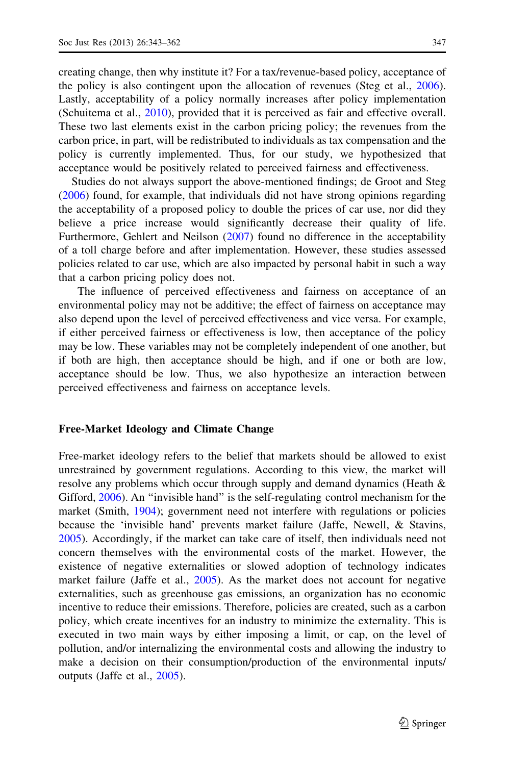creating change, then why institute it? For a tax/revenue-based policy, acceptance of the policy is also contingent upon the allocation of revenues (Steg et al., 2006). Lastly, acceptability of a policy normally increases after policy implementation (Schuitema et al., 2010), provided that it is perceived as fair and effective overall. These two last elements exist in the carbon pricing policy; the revenues from the carbon price, in part, will be redistributed to individuals as tax compensation and the policy is currently implemented. Thus, for our study, we hypothesized that acceptance would be positively related to perceived fairness and effectiveness.

Studies do not always support the above-mentioned findings; de Groot and Steg (2006) found, for example, that individuals did not have strong opinions regarding the acceptability of a proposed policy to double the prices of car use, nor did they believe a price increase would significantly decrease their quality of life. Furthermore, Gehlert and Neilson (2007) found no difference in the acceptability of a toll charge before and after implementation. However, these studies assessed policies related to car use, which are also impacted by personal habit in such a way that a carbon pricing policy does not.

The influence of perceived effectiveness and fairness on acceptance of an environmental policy may not be additive; the effect of fairness on acceptance may also depend upon the level of perceived effectiveness and vice versa. For example, if either perceived fairness or effectiveness is low, then acceptance of the policy may be low. These variables may not be completely independent of one another, but if both are high, then acceptance should be high, and if one or both are low, acceptance should be low. Thus, we also hypothesize an interaction between perceived effectiveness and fairness on acceptance levels.

### Free-Market Ideology and Climate Change

Free-market ideology refers to the belief that markets should be allowed to exist unrestrained by government regulations. According to this view, the market will resolve any problems which occur through supply and demand dynamics (Heath & Gifford, 2006). An "invisible hand" is the self-regulating control mechanism for the market (Smith, 1904); government need not interfere with regulations or policies because the 'invisible hand' prevents market failure (Jaffe, Newell, & Stavins, 2005). Accordingly, if the market can take care of itself, then individuals need not concern themselves with the environmental costs of the market. However, the existence of negative externalities or slowed adoption of technology indicates market failure (Jaffe et al., 2005). As the market does not account for negative externalities, such as greenhouse gas emissions, an organization has no economic incentive to reduce their emissions. Therefore, policies are created, such as a carbon policy, which create incentives for an industry to minimize the externality. This is executed in two main ways by either imposing a limit, or cap, on the level of pollution, and/or internalizing the environmental costs and allowing the industry to make a decision on their consumption/production of the environmental inputs/outputs (Jaffe et al., 2005).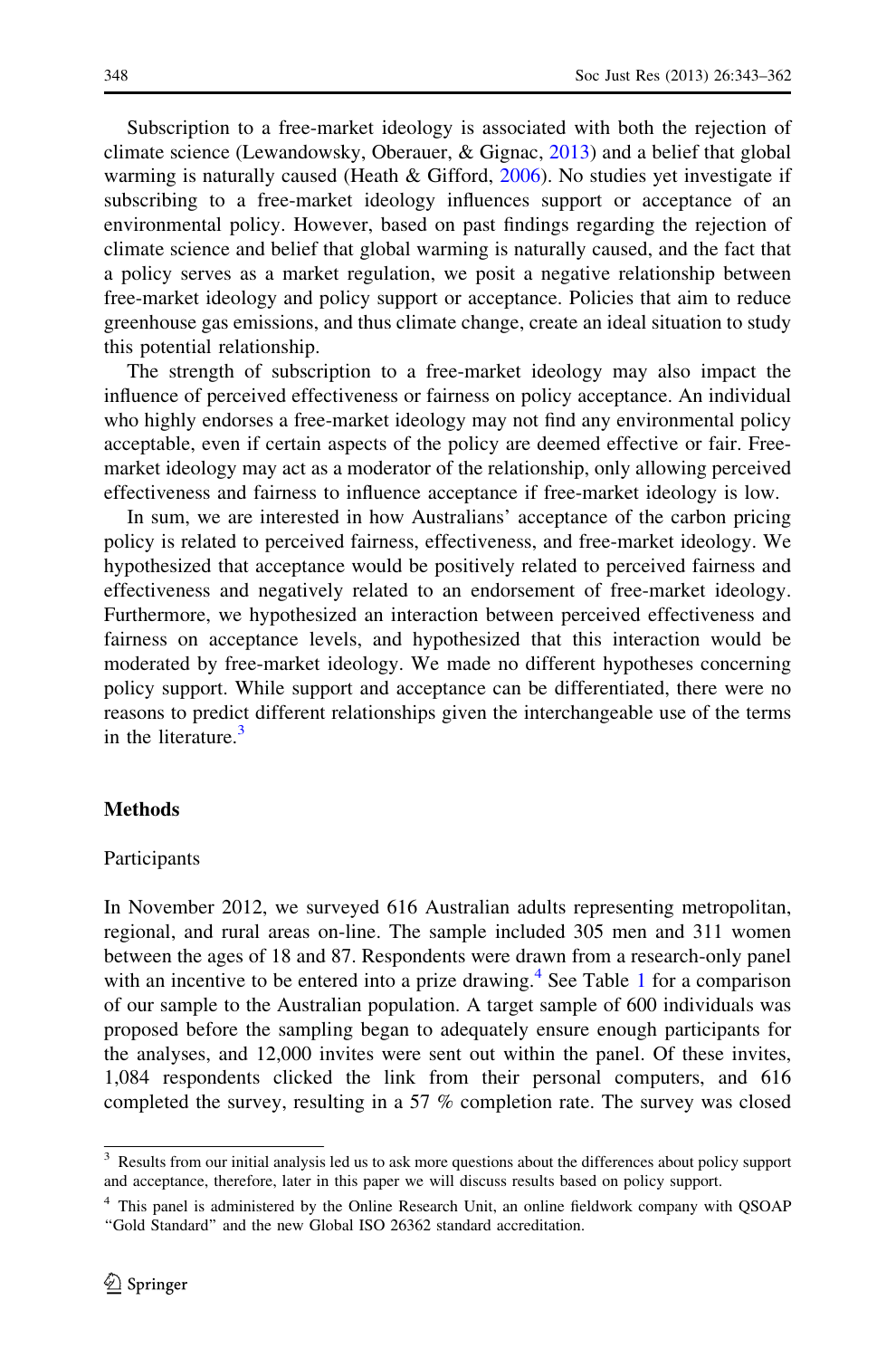Subscription to a free-market ideology is associated with both the rejection of climate science (Lewandowsky, Oberauer, & Gignac, 2013) and a belief that global warming is naturally caused (Heath & Gifford, 2006). No studies yet investigate if subscribing to a free-market ideology influences support or acceptance of an environmental policy. However, based on past findings regarding the rejection of climate science and belief that global warming is naturally caused, and the fact that a policy serves as a market regulation, we posit a negative relationship between free-market ideology and policy support or acceptance. Policies that aim to reduce greenhouse gas emissions, and thus climate change, create an ideal situation to study this potential relationship.

The strength of subscription to a free-market ideology may also impact the influence of perceived effectiveness or fairness on policy acceptance. An individual who highly endorses a free-market ideology may not find any environmental policy acceptable, even if certain aspects of the policy are deemed effective or fair. Free-market ideology may act as a moderator of the relationship, only allowing perceived effectiveness and fairness to influence acceptance if free-market ideology is low.

In sum, we are interested in how Australians' acceptance of the carbon pricing policy is related to perceived fairness, effectiveness, and free-market ideology. We hypothesized that acceptance would be positively related to perceived fairness and effectiveness and negatively related to an endorsement of free-market ideology. Furthermore, we hypothesized an interaction between perceived effectiveness and fairness on acceptance levels, and hypothesized that this interaction would be moderated by free-market ideology. We made no different hypotheses concerning policy support. While support and acceptance can be differentiated, there were no reasons to predict different relationships given the interchangeable use of the terms in the literature.[3]

## Methods

### Participants

In November 2012, we surveyed 616 Australian adults representing metropolitan, regional, and rural areas on-line. The sample included 305 men and 311 women between the ages of 18 and 87. Respondents were drawn from a research-only panel with an incentive to be entered into a prize drawing.[4] See Table 1 for a comparison of our sample to the Australian population. A target sample of 600 individuals was proposed before the sampling began to adequately ensure enough participants for the analyses, and 12,000 invites were sent out within the panel. Of these invites, 1,084 respondents clicked the link from their personal computers, and 616 completed the survey, resulting in a 57 % completion rate. The survey was closed

---

[3] Results from our initial analysis led us to ask more questions about the differences about policy support and acceptance, therefore, later in this paper we will discuss results based on policy support.

[4] This panel is administered by the Online Research Unit, an online fieldwork company with QSOAP "Gold Standard" and the new Global ISO 26362 standard accreditation.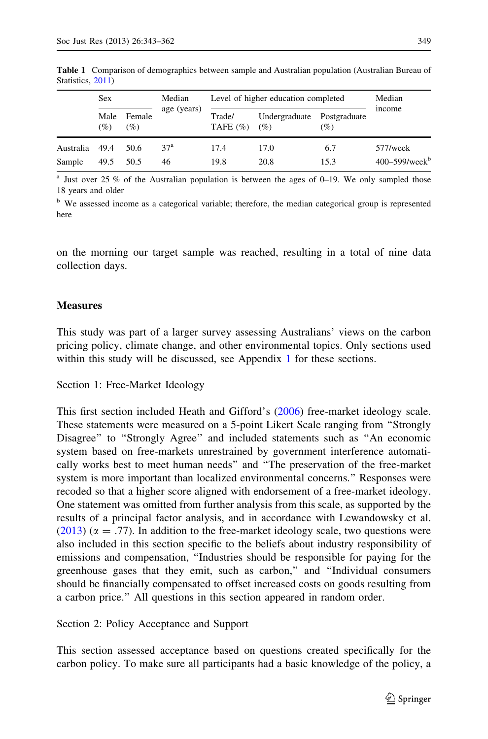**Table 1** Comparison of demographics between sample and Australian population (Australian Bureau of Statistics, 2011)

| | Sex | | Median age (years) | Level of higher education completed | | | Median income |
|---|---|---|---|---|---|---|---|
| | Male (%) | Female (%) | | Trade/ TAFE (%) | Undergraduate (%) | Postgraduate (%) | |
| Australia | 49.4 | 50.6 | 37[a] | 17.4 | 17.0 | 6.7 | 577/week |
| Sample | 49.5 | 50.5 | 46 | 19.8 | 20.8 | 15.3 | 400–599/week[b] |

[a] Just over 25 % of the Australian population is between the ages of 0–19. We only sampled those 18 years and older

[b] We assessed income as a categorical variable; therefore, the median categorical group is represented here

on the morning our target sample was reached, resulting in a total of nine data collection days.

## Measures

This study was part of a larger survey assessing Australians' views on the carbon pricing policy, climate change, and other environmental topics. Only sections used within this study will be discussed, see Appendix 1 for these sections.

Section 1: Free-Market Ideology

This first section included Heath and Gifford's (2006) free-market ideology scale. These statements were measured on a 5-point Likert Scale ranging from "Strongly Disagree" to "Strongly Agree" and included statements such as "An economic system based on free-markets unrestrained by government interference automatically works best to meet human needs" and "The preservation of the free-market system is more important than localized environmental concerns." Responses were recoded so that a higher score aligned with endorsement of a free-market ideology. One statement was omitted from further analysis from this scale, as supported by the results of a principal factor analysis, and in accordance with Lewandowsky et al. (2013) ($\alpha = .77$). In addition to the free-market ideology scale, two questions were also included in this section specific to the beliefs about industry responsibility of emissions and compensation, "Industries should be responsible for paying for the greenhouse gases that they emit, such as carbon," and "Individual consumers should be financially compensated to offset increased costs on goods resulting from a carbon price." All questions in this section appeared in random order.

Section 2: Policy Acceptance and Support

This section assessed acceptance based on questions created specifically for the carbon policy. To make sure all participants had a basic knowledge of the policy, a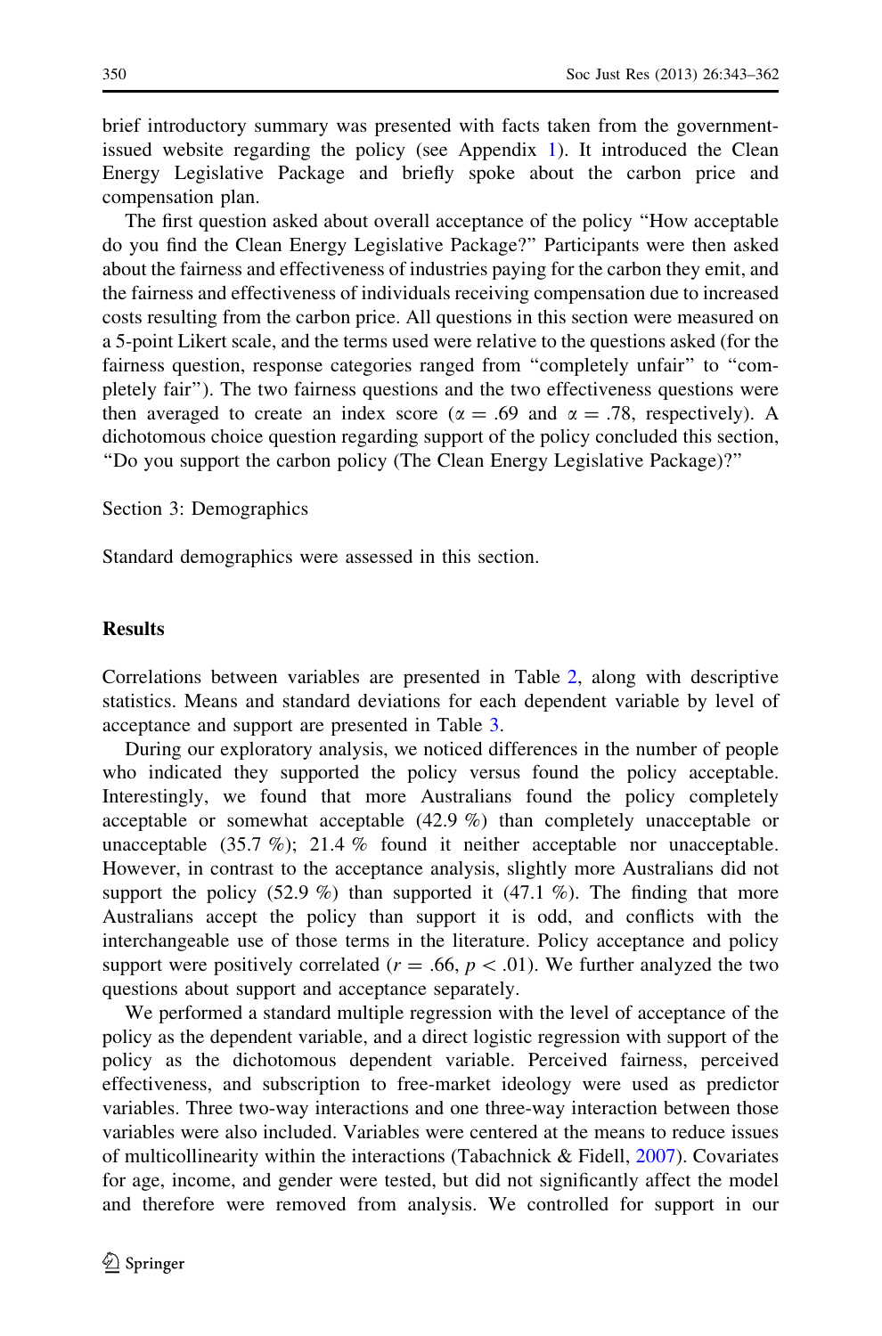brief introductory summary was presented with facts taken from the government-issued website regarding the policy (see Appendix 1). It introduced the Clean Energy Legislative Package and briefly spoke about the carbon price and compensation plan.

The first question asked about overall acceptance of the policy "How acceptable do you find the Clean Energy Legislative Package?" Participants were then asked about the fairness and effectiveness of industries paying for the carbon they emit, and the fairness and effectiveness of individuals receiving compensation due to increased costs resulting from the carbon price. All questions in this section were measured on a 5-point Likert scale, and the terms used were relative to the questions asked (for the fairness question, response categories ranged from "completely unfair" to "completely fair"). The two fairness questions and the two effectiveness questions were then averaged to create an index score ($\alpha = .69$ and $\alpha = .78$, respectively). A dichotomous choice question regarding support of the policy concluded this section, "Do you support the carbon policy (The Clean Energy Legislative Package)?"

Section 3: Demographics

Standard demographics were assessed in this section.

## Results

Correlations between variables are presented in Table 2, along with descriptive statistics. Means and standard deviations for each dependent variable by level of acceptance and support are presented in Table 3.

During our exploratory analysis, we noticed differences in the number of people who indicated they supported the policy versus found the policy acceptable. Interestingly, we found that more Australians found the policy completely acceptable or somewhat acceptable (42.9 %) than completely unacceptable or unacceptable (35.7 %); 21.4 % found it neither acceptable nor unacceptable. However, in contrast to the acceptance analysis, slightly more Australians did not support the policy (52.9 %) than supported it (47.1 %). The finding that more Australians accept the policy than support it is odd, and conflicts with the interchangeable use of those terms in the literature. Policy acceptance and policy support were positively correlated ($r = .66$, $p < .01$). We further analyzed the two questions about support and acceptance separately.

We performed a standard multiple regression with the level of acceptance of the policy as the dependent variable, and a direct logistic regression with support of the policy as the dichotomous dependent variable. Perceived fairness, perceived effectiveness, and subscription to free-market ideology were used as predictor variables. Three two-way interactions and one three-way interaction between those variables were also included. Variables were centered at the means to reduce issues of multicollinearity within the interactions (Tabachnick & Fidell, 2007). Covariates for age, income, and gender were tested, but did not significantly affect the model and therefore were removed from analysis. We controlled for support in our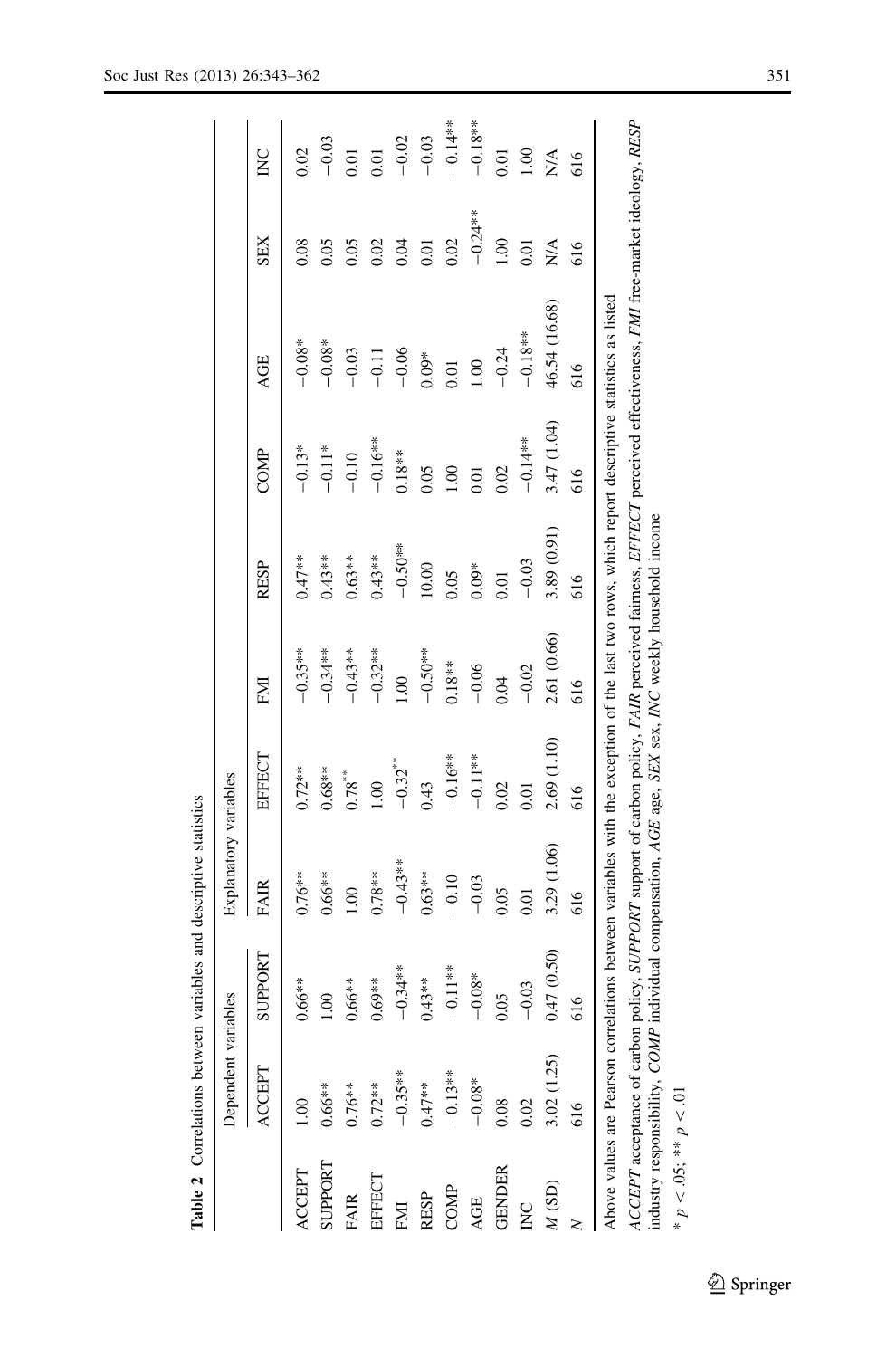**Table 2** Correlations between variables and descriptive statistics

| | Dependent variables | | Explanatory variables | | | | | | | |
|---|---|---|---|---|---|---|---|---|---|---|
| | ACCEPT | SUPPORT | FAIR | EFFECT | FMI | RESP | COMP | AGE | SEX | INC |
| ACCEPT | 1.00 | 0.66** | 0.76** | 0.72** | −0.35** | 0.47** | −0.13* | −0.08* | 0.08 | 0.02 |
| SUPPORT | 0.66** | 1.00 | 0.66** | 0.68** | −0.34** | 0.43** | −0.11* | −0.08* | 0.05 | −0.03 |
| FAIR | 0.76** | 0.66** | 1.00 | 0.78** | −0.43** | 0.63** | −0.10 | −0.03 | 0.05 | 0.01 |
| EFFECT | 0.72** | 0.69** | 0.78** | 1.00 | −0.32** | 0.43** | −0.16** | −0.11 | 0.02 | 0.01 |
| FMI | −0.35** | −0.34** | −0.43** | −0.32** | 1.00 | −0.50** | 0.18** | −0.06 | 0.04 | −0.02 |
| RESP | 0.47** | 0.43** | 0.63** | 0.43 | −0.50** | 10.00 | 0.05 | 0.09* | 0.01 | −0.03 |
| COMP | −0.13** | −0.11** | −0.10 | −0.16** | 0.18** | 0.05 | 1.00 | 0.01 | 0.02 | −0.14** |
| AGE | −0.08* | −0.08* | −0.03 | −0.11** | −0.06 | 0.09* | 0.01 | 1.00 | −0.24** | −0.18** |
| GENDER | 0.08 | 0.05 | 0.05 | 0.02 | 0.04 | 0.01 | 0.02 | −0.24 | 1.00 | 0.01 |
| INC | 0.02 | −0.03 | 0.01 | 0.01 | −0.02 | −0.03 | −0.14** | −0.18** | 0.01 | 1.00 |
| M (SD) | 3.02 (1.25) | 0.47 (0.50) | 3.29 (1.06) | 2.69 (1.10) | 2.61 (0.66) | 3.89 (0.91) | 3.47 (1.04) | 46.54 (16.68) | N/A | N/A |
| N | 616 | 616 | 616 | 616 | 616 | 616 | 616 | 616 | 616 | 616 |

Above values are Pearson correlations between variables with the exception of the last two rows, which report descriptive statistics as listed

*ACCEPT* acceptance of carbon policy, *SUPPORT* support of carbon policy, *FAIR* perceived fairness, *EFFECT* perceived effectiveness, *FMI* free-market ideology, *RESP* industry responsibility, *COMP* individual compensation, *AGE* age, *SEX* sex, *INC* weekly household income

* $p < .05$; ** $p < .01$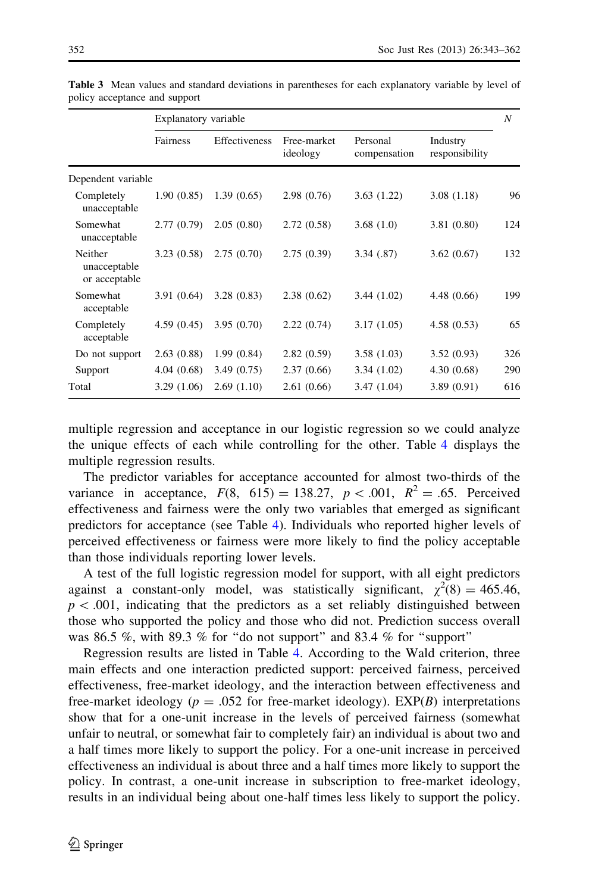**Table 3** Mean values and standard deviations in parentheses for each explanatory variable by level of policy acceptance and support

| | Explanatory variable | | | | | N |
|---|---|---|---|---|---|---|
| | Fairness | Effectiveness | Free-market ideology | Personal compensation | Industry responsibility | |
| Dependent variable | | | | | | |
| Completely unacceptable | 1.90 (0.85) | 1.39 (0.65) | 2.98 (0.76) | 3.63 (1.22) | 3.08 (1.18) | 96 |
| Somewhat unacceptable | 2.77 (0.79) | 2.05 (0.80) | 2.72 (0.58) | 3.68 (1.0) | 3.81 (0.80) | 124 |
| Neither unacceptable or acceptable | 3.23 (0.58) | 2.75 (0.70) | 2.75 (0.39) | 3.34 (.87) | 3.62 (0.67) | 132 |
| Somewhat acceptable | 3.91 (0.64) | 3.28 (0.83) | 2.38 (0.62) | 3.44 (1.02) | 4.48 (0.66) | 199 |
| Completely acceptable | 4.59 (0.45) | 3.95 (0.70) | 2.22 (0.74) | 3.17 (1.05) | 4.58 (0.53) | 65 |
| Do not support | 2.63 (0.88) | 1.99 (0.84) | 2.82 (0.59) | 3.58 (1.03) | 3.52 (0.93) | 326 |
| Support | 4.04 (0.68) | 3.49 (0.75) | 2.37 (0.66) | 3.34 (1.02) | 4.30 (0.68) | 290 |
| Total | 3.29 (1.06) | 2.69 (1.10) | 2.61 (0.66) | 3.47 (1.04) | 3.89 (0.91) | 616 |

multiple regression and acceptance in our logistic regression so we could analyze the unique effects of each while controlling for the other. Table 4 displays the multiple regression results.

The predictor variables for acceptance accounted for almost two-thirds of the variance in acceptance, $F(8,\ 615) = 138.27,\ p < .001,\ R^2 = .65$. Perceived effectiveness and fairness were the only two variables that emerged as significant predictors for acceptance (see Table 4). Individuals who reported higher levels of perceived effectiveness or fairness were more likely to find the policy acceptable than those individuals reporting lower levels.

A test of the full logistic regression model for support, with all eight predictors against a constant-only model, was statistically significant, $\chi^2(8) = 465.46$, $p < .001$, indicating that the predictors as a set reliably distinguished between those who supported the policy and those who did not. Prediction success overall was 86.5 %, with 89.3 % for "do not support" and 83.4 % for "support"

Regression results are listed in Table 4. According to the Wald criterion, three main effects and one interaction predicted support: perceived fairness, perceived effectiveness, free-market ideology, and the interaction between effectiveness and free-market ideology ($p = .052$ for free-market ideology). EXP($B$) interpretations show that for a one-unit increase in the levels of perceived fairness (somewhat unfair to neutral, or somewhat fair to completely fair) an individual is about two and a half times more likely to support the policy. For a one-unit increase in perceived effectiveness an individual is about three and a half times more likely to support the policy. In contrast, a one-unit increase in subscription to free-market ideology, results in an individual being about one-half times less likely to support the policy.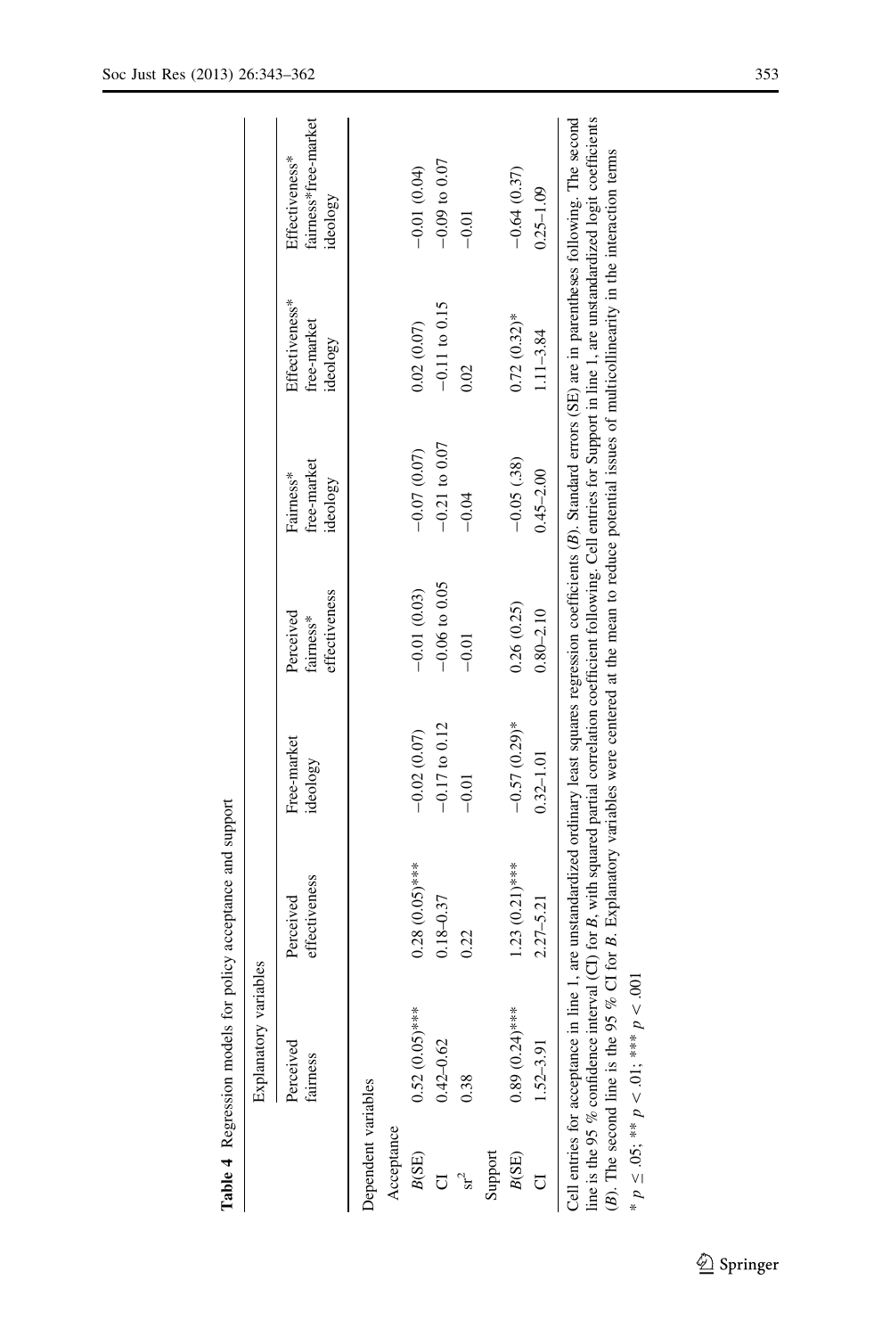**Table 4** Regression models for policy acceptance and support

| | Explanatory variables | | | | | | |
|---|---|---|---|---|---|---|---|
| | Perceived fairness | Perceived effectiveness | Free-market ideology | Perceived fairness* effectiveness | Fairness* free-market ideology | Effectiveness* free-market ideology | Effectiveness* fairness*free-market ideology |
| Dependent variables | | | | | | | |
| Acceptance | | | | | | | |
| *B*(SE) | 0.52 (0.05)*** | 0.28 (0.05)*** | −0.02 (0.07) | −0.01 (0.03) | −0.07 (0.07) | 0.02 (0.07) | −0.01 (0.04) |
| CI | 0.42–0.62 | 0.18–0.37 | −0.17 to 0.12 | −0.06 to 0.05 | −0.21 to 0.07 | −0.11 to 0.15 | −0.09 to 0.07 |
| $sr^2$ | 0.38 | 0.22 | −0.01 | −0.01 | −0.04 | 0.02 | −0.01 |
| Support | | | | | | | |
| *B*(SE) | 0.89 (0.24)*** | 1.23 (0.21)*** | −0.57 (0.29)* | 0.26 (0.25) | −0.05 (.38) | 0.72 (0.32)* | −0.64 (0.37) |
| CI | 1.52–3.91 | 2.27–5.21 | 0.32–1.01 | 0.80–2.10 | 0.45–2.00 | 1.11–3.84 | 0.25–1.09 |

Cell entries for acceptance in line 1, are unstandardized ordinary least squares regression coefficients (*B*). Standard errors (SE) are in parentheses following. The second line is the 95 % confidence interval (CI) for *B*, with squared partial correlation coefficient following. Cell entries for Support in line 1, are unstandardized logit coefficients (*B*). The second line is the 95 % CI for *B*. Explanatory variables were centered at the mean to reduce potential issues of multicollinearity in the interaction terms

* $p \leq .05$; ** $p < .01$; *** $p < .001$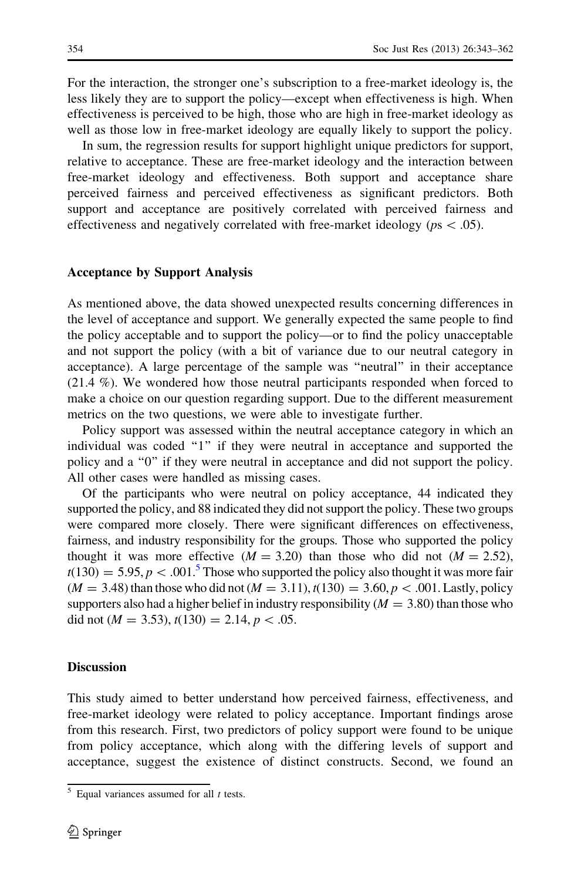For the interaction, the stronger one's subscription to a free-market ideology is, the less likely they are to support the policy—except when effectiveness is high. When effectiveness is perceived to be high, those who are high in free-market ideology as well as those low in free-market ideology are equally likely to support the policy.

In sum, the regression results for support highlight unique predictors for support, relative to acceptance. These are free-market ideology and the interaction between free-market ideology and effectiveness. Both support and acceptance share perceived fairness and perceived effectiveness as significant predictors. Both support and acceptance are positively correlated with perceived fairness and effectiveness and negatively correlated with free-market ideology ($p$s $< .05$).

### Acceptance by Support Analysis

As mentioned above, the data showed unexpected results concerning differences in the level of acceptance and support. We generally expected the same people to find the policy acceptable and to support the policy—or to find the policy unacceptable and not support the policy (with a bit of variance due to our neutral category in acceptance). A large percentage of the sample was "neutral" in their acceptance (21.4 %). We wondered how those neutral participants responded when forced to make a choice on our question regarding support. Due to the different measurement metrics on the two questions, we were able to investigate further.

Policy support was assessed within the neutral acceptance category in which an individual was coded "1" if they were neutral in acceptance and supported the policy and a "0" if they were neutral in acceptance and did not support the policy. All other cases were handled as missing cases.

Of the participants who were neutral on policy acceptance, 44 indicated they supported the policy, and 88 indicated they did not support the policy. These two groups were compared more closely. There were significant differences on effectiveness, fairness, and industry responsibility for the groups. Those who supported the policy thought it was more effective ($M = 3.20$) than those who did not ($M = 2.52$), $t(130) = 5.95, p < .001$.[5] Those who supported the policy also thought it was more fair ($M = 3.48$) than those who did not ($M = 3.11$), $t(130) = 3.60, p < .001$. Lastly, policy supporters also had a higher belief in industry responsibility ($M = 3.80$) than those who did not ($M = 3.53$), $t(130) = 2.14, p < .05$.

### Discussion

This study aimed to better understand how perceived fairness, effectiveness, and free-market ideology were related to policy acceptance. Important findings arose from this research. First, two predictors of policy support were found to be unique from policy acceptance, which along with the differing levels of support and acceptance, suggest the existence of distinct constructs. Second, we found an

[5] Equal variances assumed for all $t$ tests.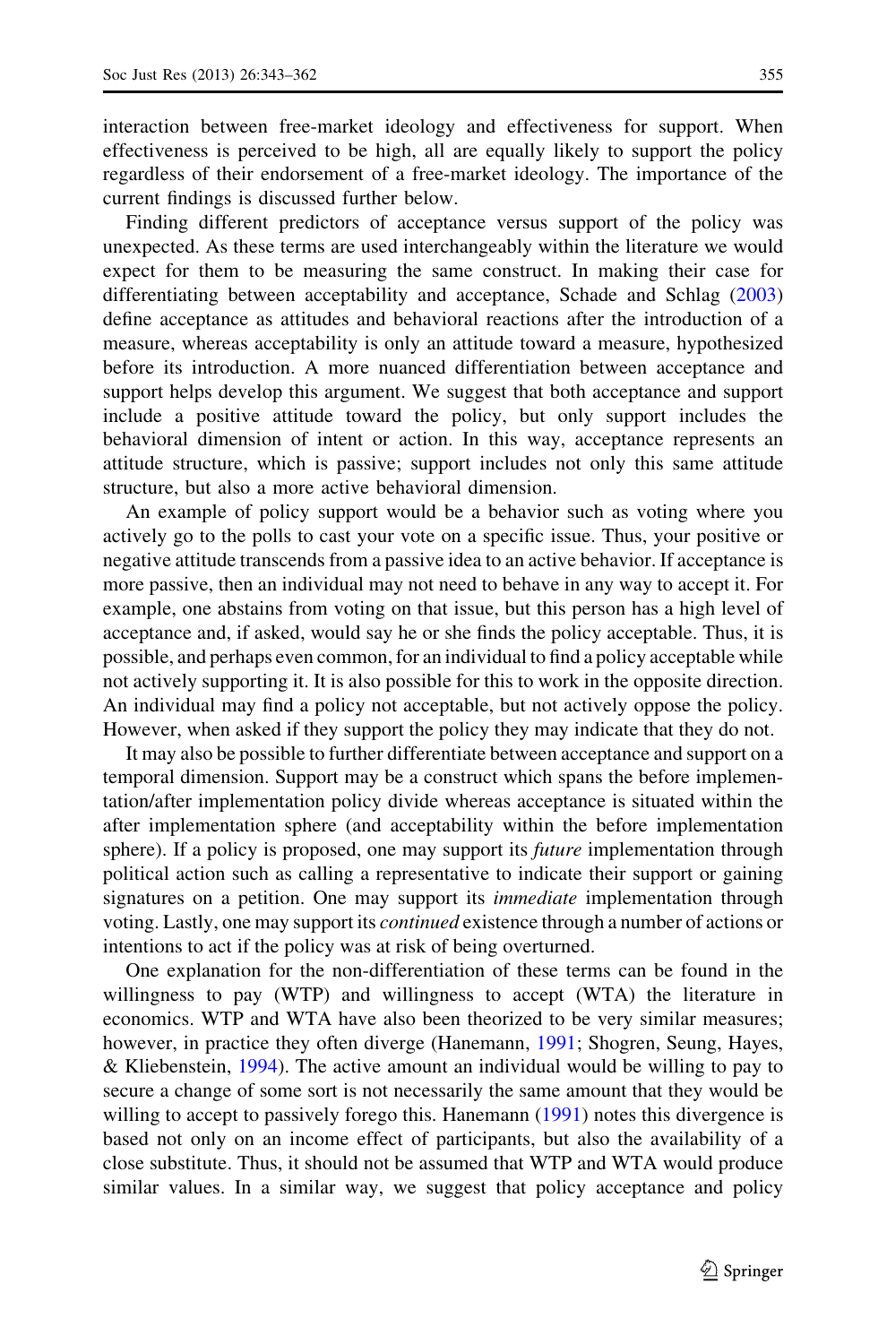interaction between free-market ideology and effectiveness for support. When effectiveness is perceived to be high, all are equally likely to support the policy regardless of their endorsement of a free-market ideology. The importance of the current findings is discussed further below.

Finding different predictors of acceptance versus support of the policy was unexpected. As these terms are used interchangeably within the literature we would expect for them to be measuring the same construct. In making their case for differentiating between acceptability and acceptance, Schade and Schlag (2003) define acceptance as attitudes and behavioral reactions after the introduction of a measure, whereas acceptability is only an attitude toward a measure, hypothesized before its introduction. A more nuanced differentiation between acceptance and support helps develop this argument. We suggest that both acceptance and support include a positive attitude toward the policy, but only support includes the behavioral dimension of intent or action. In this way, acceptance represents an attitude structure, which is passive; support includes not only this same attitude structure, but also a more active behavioral dimension.

An example of policy support would be a behavior such as voting where you actively go to the polls to cast your vote on a specific issue. Thus, your positive or negative attitude transcends from a passive idea to an active behavior. If acceptance is more passive, then an individual may not need to behave in any way to accept it. For example, one abstains from voting on that issue, but this person has a high level of acceptance and, if asked, would say he or she finds the policy acceptable. Thus, it is possible, and perhaps even common, for an individual to find a policy acceptable while not actively supporting it. It is also possible for this to work in the opposite direction. An individual may find a policy not acceptable, but not actively oppose the policy. However, when asked if they support the policy they may indicate that they do not.

It may also be possible to further differentiate between acceptance and support on a temporal dimension. Support may be a construct which spans the before implementation/after implementation policy divide whereas acceptance is situated within the after implementation sphere (and acceptability within the before implementation sphere). If a policy is proposed, one may support its *future* implementation through political action such as calling a representative to indicate their support or gaining signatures on a petition. One may support its *immediate* implementation through voting. Lastly, one may support its *continued* existence through a number of actions or intentions to act if the policy was at risk of being overturned.

One explanation for the non-differentiation of these terms can be found in the willingness to pay (WTP) and willingness to accept (WTA) the literature in economics. WTP and WTA have also been theorized to be very similar measures; however, in practice they often diverge (Hanemann, 1991; Shogren, Seung, Hayes, & Kliebenstein, 1994). The active amount an individual would be willing to pay to secure a change of some sort is not necessarily the same amount that they would be willing to accept to passively forego this. Hanemann (1991) notes this divergence is based not only on an income effect of participants, but also the availability of a close substitute. Thus, it should not be assumed that WTP and WTA would produce similar values. In a similar way, we suggest that policy acceptance and policy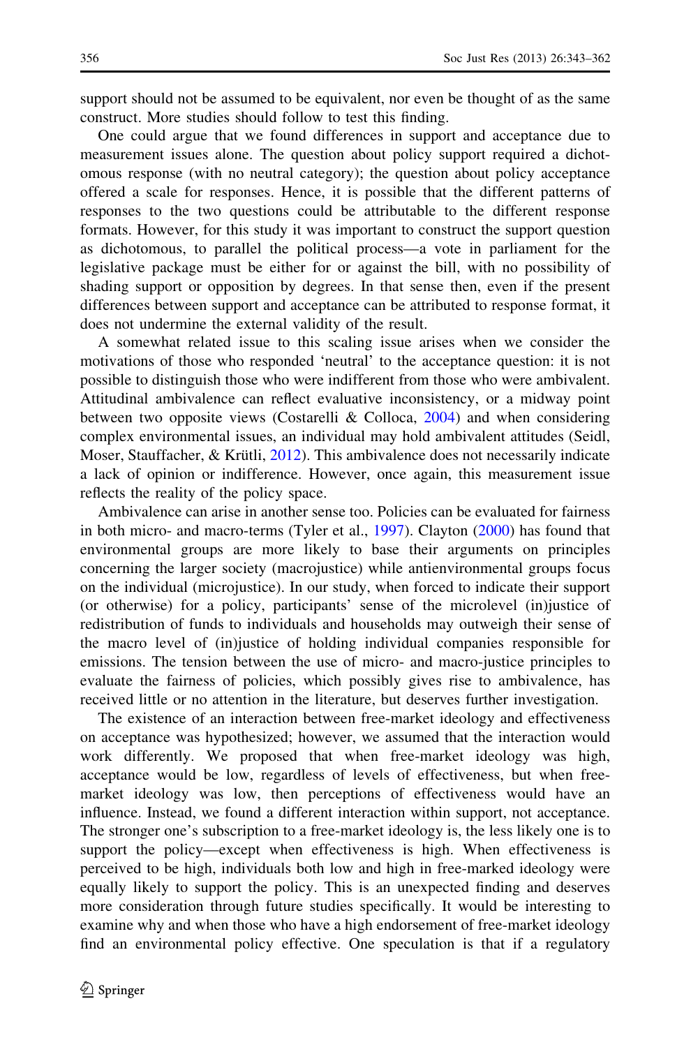support should not be assumed to be equivalent, nor even be thought of as the same construct. More studies should follow to test this finding.

One could argue that we found differences in support and acceptance due to measurement issues alone. The question about policy support required a dichotomous response (with no neutral category); the question about policy acceptance offered a scale for responses. Hence, it is possible that the different patterns of responses to the two questions could be attributable to the different response formats. However, for this study it was important to construct the support question as dichotomous, to parallel the political process—a vote in parliament for the legislative package must be either for or against the bill, with no possibility of shading support or opposition by degrees. In that sense then, even if the present differences between support and acceptance can be attributed to response format, it does not undermine the external validity of the result.

A somewhat related issue to this scaling issue arises when we consider the motivations of those who responded 'neutral' to the acceptance question: it is not possible to distinguish those who were indifferent from those who were ambivalent. Attitudinal ambivalence can reflect evaluative inconsistency, or a midway point between two opposite views (Costarelli & Colloca, 2004) and when considering complex environmental issues, an individual may hold ambivalent attitudes (Seidl, Moser, Stauffacher, & Krütli, 2012). This ambivalence does not necessarily indicate a lack of opinion or indifference. However, once again, this measurement issue reflects the reality of the policy space.

Ambivalence can arise in another sense too. Policies can be evaluated for fairness in both micro- and macro-terms (Tyler et al., 1997). Clayton (2000) has found that environmental groups are more likely to base their arguments on principles concerning the larger society (macrojustice) while antienvironmental groups focus on the individual (microjustice). In our study, when forced to indicate their support (or otherwise) for a policy, participants' sense of the microlevel (in)justice of redistribution of funds to individuals and households may outweigh their sense of the macro level of (in)justice of holding individual companies responsible for emissions. The tension between the use of micro- and macro-justice principles to evaluate the fairness of policies, which possibly gives rise to ambivalence, has received little or no attention in the literature, but deserves further investigation.

The existence of an interaction between free-market ideology and effectiveness on acceptance was hypothesized; however, we assumed that the interaction would work differently. We proposed that when free-market ideology was high, acceptance would be low, regardless of levels of effectiveness, but when free-market ideology was low, then perceptions of effectiveness would have an influence. Instead, we found a different interaction within support, not acceptance. The stronger one's subscription to a free-market ideology is, the less likely one is to support the policy—except when effectiveness is high. When effectiveness is perceived to be high, individuals both low and high in free-marked ideology were equally likely to support the policy. This is an unexpected finding and deserves more consideration through future studies specifically. It would be interesting to examine why and when those who have a high endorsement of free-market ideology find an environmental policy effective. One speculation is that if a regulatory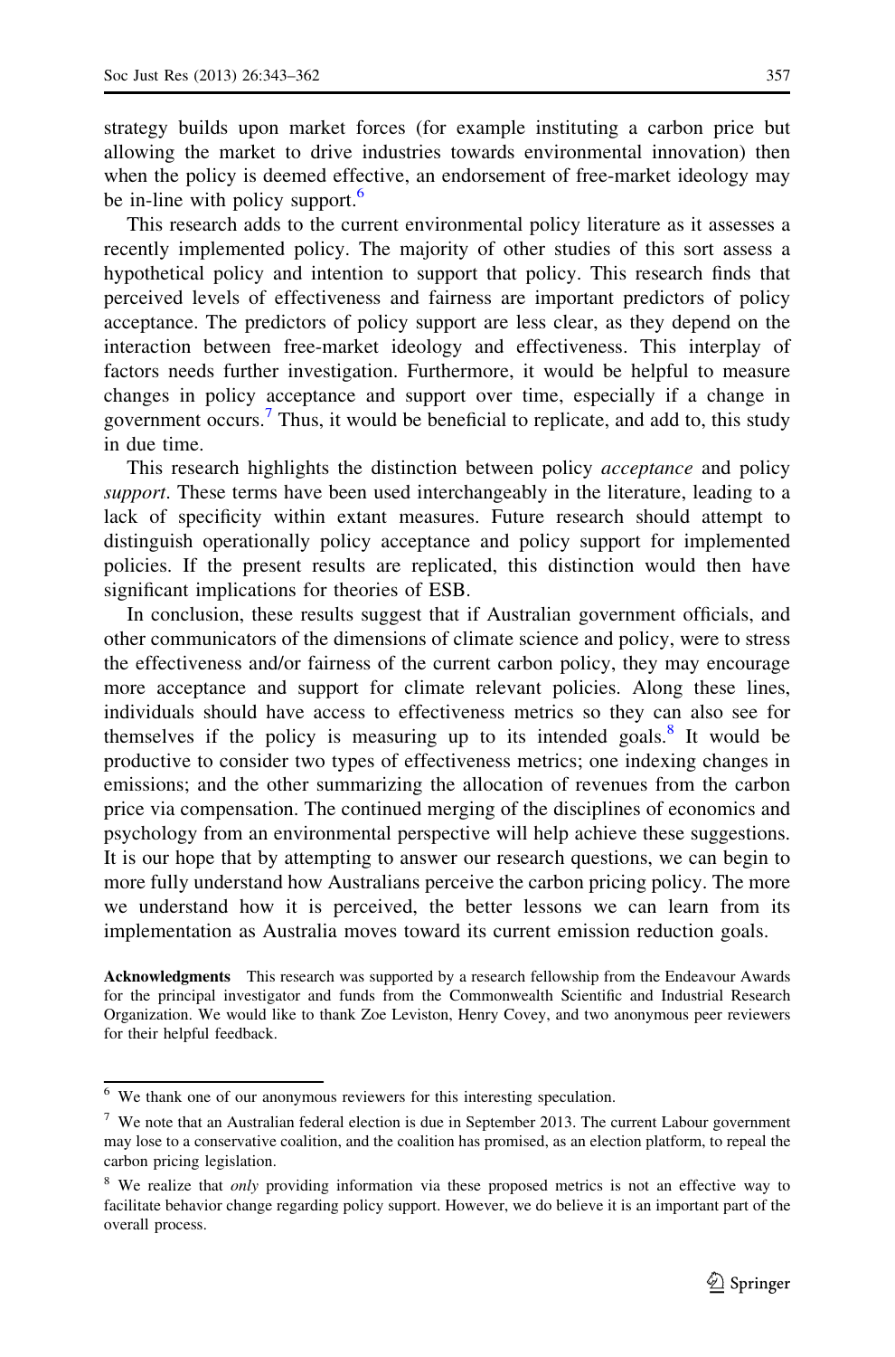strategy builds upon market forces (for example instituting a carbon price but allowing the market to drive industries towards environmental innovation) then when the policy is deemed effective, an endorsement of free-market ideology may be in-line with policy support.[6]

This research adds to the current environmental policy literature as it assesses a recently implemented policy. The majority of other studies of this sort assess a hypothetical policy and intention to support that policy. This research finds that perceived levels of effectiveness and fairness are important predictors of policy acceptance. The predictors of policy support are less clear, as they depend on the interaction between free-market ideology and effectiveness. This interplay of factors needs further investigation. Furthermore, it would be helpful to measure changes in policy acceptance and support over time, especially if a change in government occurs.[7] Thus, it would be beneficial to replicate, and add to, this study in due time.

This research highlights the distinction between policy *acceptance* and policy *support*. These terms have been used interchangeably in the literature, leading to a lack of specificity within extant measures. Future research should attempt to distinguish operationally policy acceptance and policy support for implemented policies. If the present results are replicated, this distinction would then have significant implications for theories of ESB.

In conclusion, these results suggest that if Australian government officials, and other communicators of the dimensions of climate science and policy, were to stress the effectiveness and/or fairness of the current carbon policy, they may encourage more acceptance and support for climate relevant policies. Along these lines, individuals should have access to effectiveness metrics so they can also see for themselves if the policy is measuring up to its intended goals.[8] It would be productive to consider two types of effectiveness metrics; one indexing changes in emissions; and the other summarizing the allocation of revenues from the carbon price via compensation. The continued merging of the disciplines of economics and psychology from an environmental perspective will help achieve these suggestions. It is our hope that by attempting to answer our research questions, we can begin to more fully understand how Australians perceive the carbon pricing policy. The more we understand how it is perceived, the better lessons we can learn from its implementation as Australia moves toward its current emission reduction goals.

**Acknowledgments** This research was supported by a research fellowship from the Endeavour Awards for the principal investigator and funds from the Commonwealth Scientific and Industrial Research Organization. We would like to thank Zoe Leviston, Henry Covey, and two anonymous peer reviewers for their helpful feedback.

---

[6] We thank one of our anonymous reviewers for this interesting speculation.

[7] We note that an Australian federal election is due in September 2013. The current Labour government may lose to a conservative coalition, and the coalition has promised, as an election platform, to repeal the carbon pricing legislation.

[8] We realize that *only* providing information via these proposed metrics is not an effective way to facilitate behavior change regarding policy support. However, we do believe it is an important part of the overall process.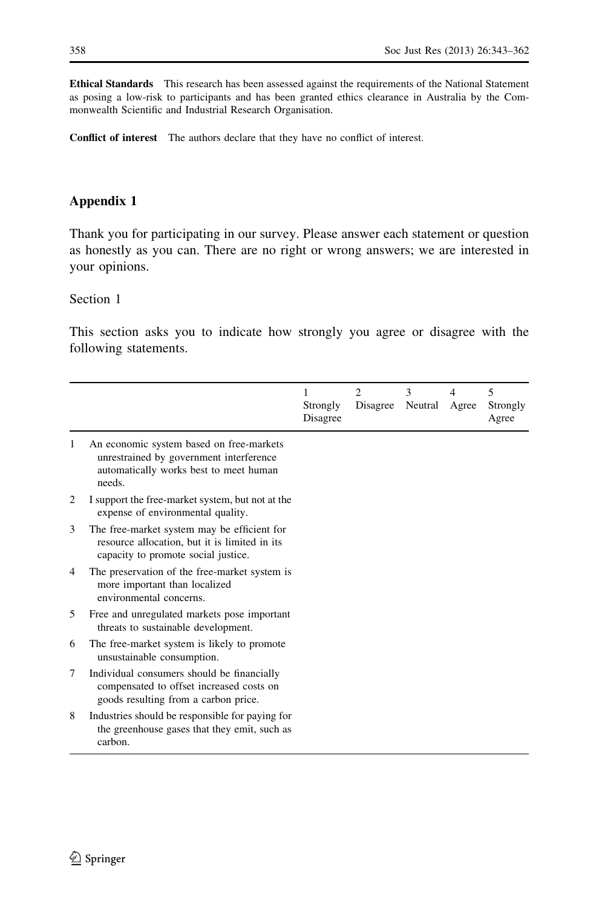**Ethical Standards** This research has been assessed against the requirements of the National Statement as posing a low-risk to participants and has been granted ethics clearance in Australia by the Commonwealth Scientific and Industrial Research Organisation.

**Conflict of interest** The authors declare that they have no conflict of interest.

## Appendix 1

Thank you for participating in our survey. Please answer each statement or question as honestly as you can. There are no right or wrong answers; we are interested in your opinions.

Section 1

This section asks you to indicate how strongly you agree or disagree with the following statements.

| | | 1 Strongly Disagree | 2 Disagree | 3 Neutral | 4 Agree | 5 Strongly Agree |
|---|---|---|---|---|---|---|
| 1 | An economic system based on free-markets unrestrained by government interference automatically works best to meet human needs. | | | | | |
| 2 | I support the free-market system, but not at the expense of environmental quality. | | | | | |
| 3 | The free-market system may be efficient for resource allocation, but it is limited in its capacity to promote social justice. | | | | | |
| 4 | The preservation of the free-market system is more important than localized environmental concerns. | | | | | |
| 5 | Free and unregulated markets pose important threats to sustainable development. | | | | | |
| 6 | The free-market system is likely to promote unsustainable consumption. | | | | | |
| 7 | Individual consumers should be financially compensated to offset increased costs on goods resulting from a carbon price. | | | | | |
| 8 | Industries should be responsible for paying for the greenhouse gases that they emit, such as carbon. | | | | | |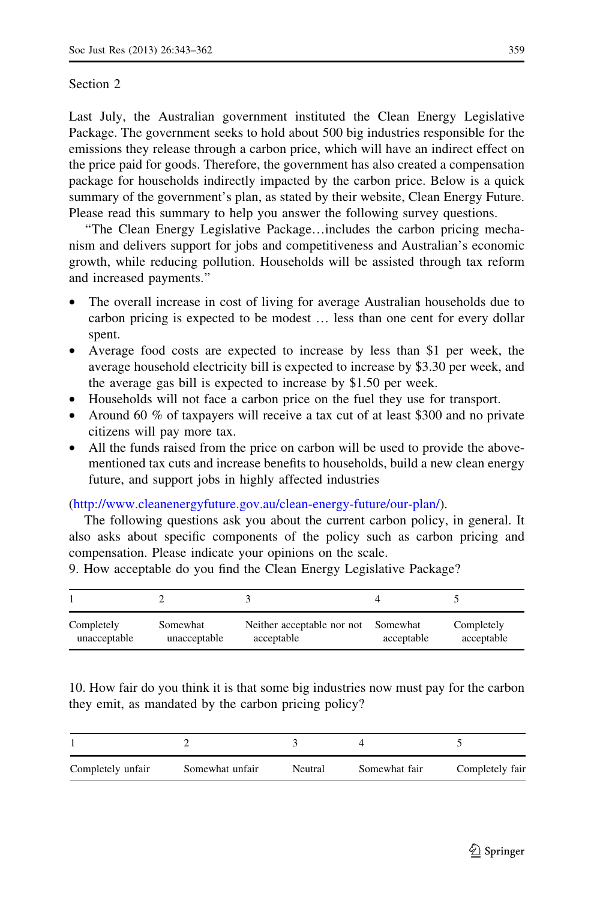Section 2

Last July, the Australian government instituted the Clean Energy Legislative Package. The government seeks to hold about 500 big industries responsible for the emissions they release through a carbon price, which will have an indirect effect on the price paid for goods. Therefore, the government has also created a compensation package for households indirectly impacted by the carbon price. Below is a quick summary of the government's plan, as stated by their website, Clean Energy Future. Please read this summary to help you answer the following survey questions.

"The Clean Energy Legislative Package…includes the carbon pricing mechanism and delivers support for jobs and competitiveness and Australian's economic growth, while reducing pollution. Households will be assisted through tax reform and increased payments."

- The overall increase in cost of living for average Australian households due to carbon pricing is expected to be modest … less than one cent for every dollar spent.
- Average food costs are expected to increase by less than $1 per week, the average household electricity bill is expected to increase by $3.30 per week, and the average gas bill is expected to increase by $1.50 per week.
- Households will not face a carbon price on the fuel they use for transport.
- Around 60 % of taxpayers will receive a tax cut of at least $300 and no private citizens will pay more tax.
- All the funds raised from the price on carbon will be used to provide the above-mentioned tax cuts and increase benefits to households, build a new clean energy future, and support jobs in highly affected industries

(http://www.cleanenergyfuture.gov.au/clean-energy-future/our-plan/).

The following questions ask you about the current carbon policy, in general. It also asks about specific components of the policy such as carbon pricing and compensation. Please indicate your opinions on the scale.

9. How acceptable do you find the Clean Energy Legislative Package?

| 1 | 2 | 3 | 4 | 5 |
|---|---|---|---|---|
| Completely unacceptable | Somewhat unacceptable | Neither acceptable nor not acceptable | Somewhat acceptable | Completely acceptable |

10. How fair do you think it is that some big industries now must pay for the carbon they emit, as mandated by the carbon pricing policy?

| 1 | 2 | 3 | 4 | 5 |
|---|---|---|---|---|
| Completely unfair | Somewhat unfair | Neutral | Somewhat fair | Completely fair |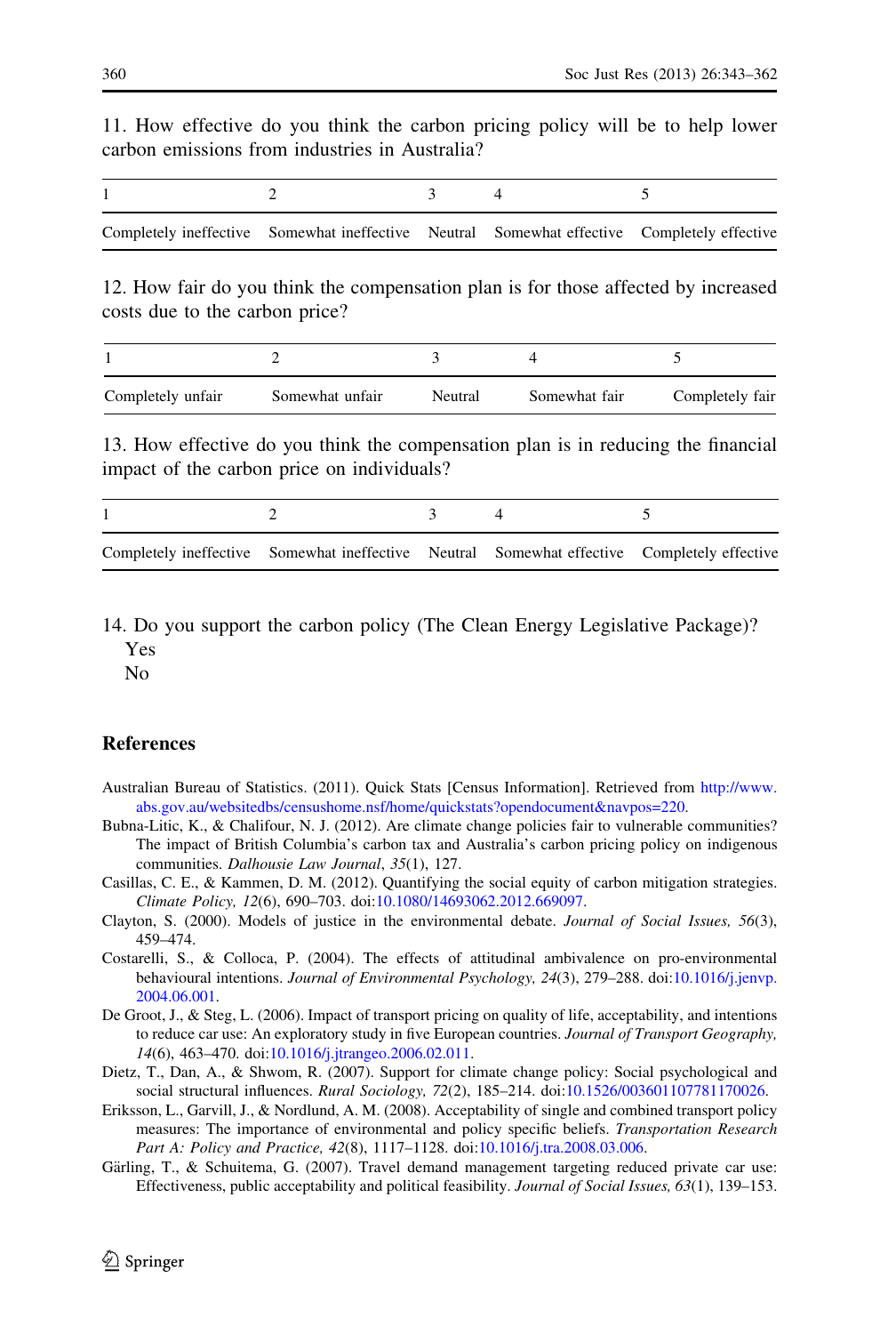11. How effective do you think the carbon pricing policy will be to help lower carbon emissions from industries in Australia?

| 1 | 2 | 3 | 4 | 5 |
|---|---|---|---|---|
| Completely ineffective | Somewhat ineffective | Neutral | Somewhat effective | Completely effective |

12. How fair do you think the compensation plan is for those affected by increased costs due to the carbon price?

| 1 | 2 | 3 | 4 | 5 |
|---|---|---|---|---|
| Completely unfair | Somewhat unfair | Neutral | Somewhat fair | Completely fair |

13. How effective do you think the compensation plan is in reducing the financial impact of the carbon price on individuals?

| 1 | 2 | 3 | 4 | 5 |
|---|---|---|---|---|
| Completely ineffective | Somewhat ineffective | Neutral | Somewhat effective | Completely effective |

14. Do you support the carbon policy (The Clean Energy Legislative Package)?
Yes
No

## References

Australian Bureau of Statistics. (2011). Quick Stats [Census Information]. Retrieved from http://www.abs.gov.au/websitedbs/censushome.nsf/home/quickstats?opendocument&navpos=220.

Bubna-Litic, K., & Chalifour, N. J. (2012). Are climate change policies fair to vulnerable communities? The impact of British Columbia's carbon tax and Australia's carbon pricing policy on indigenous communities. *Dalhousie Law Journal, 35*(1), 127.

Casillas, C. E., & Kammen, D. M. (2012). Quantifying the social equity of carbon mitigation strategies. *Climate Policy, 12*(6), 690–703. doi:10.1080/14693062.2012.669097.

Clayton, S. (2000). Models of justice in the environmental debate. *Journal of Social Issues, 56*(3), 459–474.

Costarelli, S., & Colloca, P. (2004). The effects of attitudinal ambivalence on pro-environmental behavioural intentions. *Journal of Environmental Psychology, 24*(3), 279–288. doi:10.1016/j.jenvp.2004.06.001.

De Groot, J., & Steg, L. (2006). Impact of transport pricing on quality of life, acceptability, and intentions to reduce car use: An exploratory study in five European countries. *Journal of Transport Geography, 14*(6), 463–470. doi:10.1016/j.jtrangeo.2006.02.011.

Dietz, T., Dan, A., & Shwom, R. (2007). Support for climate change policy: Social psychological and social structural influences. *Rural Sociology, 72*(2), 185–214. doi:10.1526/003601107781170026.

Eriksson, L., Garvill, J., & Nordlund, A. M. (2008). Acceptability of single and combined transport policy measures: The importance of environmental and policy specific beliefs. *Transportation Research Part A: Policy and Practice, 42*(8), 1117–1128. doi:10.1016/j.tra.2008.03.006.

Gärling, T., & Schuitema, G. (2007). Travel demand management targeting reduced private car use: Effectiveness, public acceptability and political feasibility. *Journal of Social Issues, 63*(1), 139–153.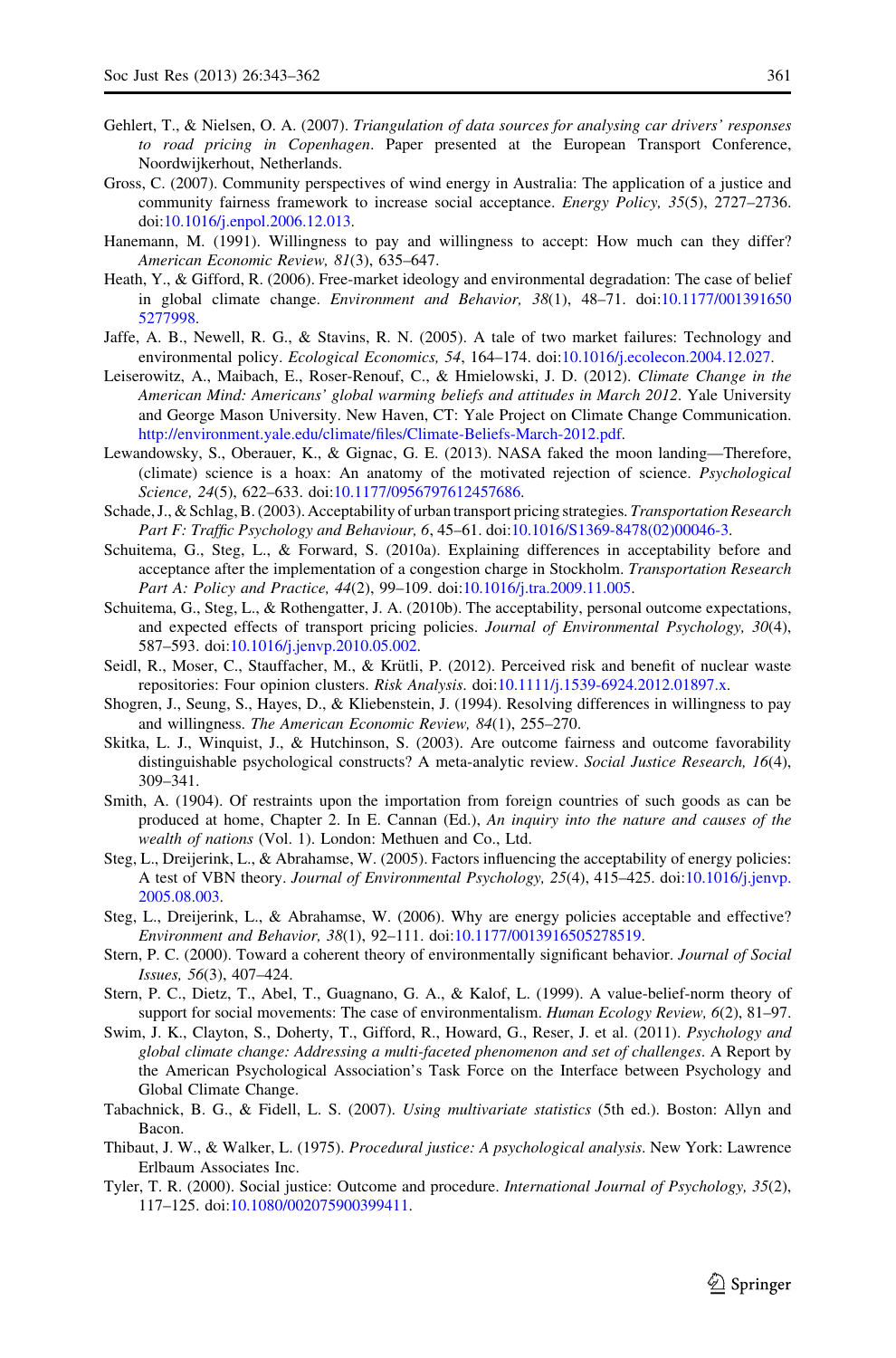Gehlert, T., & Nielsen, O. A. (2007). *Triangulation of data sources for analysing car drivers' responses to road pricing in Copenhagen*. Paper presented at the European Transport Conference, Noordwijkerhout, Netherlands.

Gross, C. (2007). Community perspectives of wind energy in Australia: The application of a justice and community fairness framework to increase social acceptance. *Energy Policy, 35*(5), 2727–2736. doi:10.1016/j.enpol.2006.12.013.

Hanemann, M. (1991). Willingness to pay and willingness to accept: How much can they differ? *American Economic Review, 81*(3), 635–647.

Heath, Y., & Gifford, R. (2006). Free-market ideology and environmental degradation: The case of belief in global climate change. *Environment and Behavior, 38*(1), 48–71. doi:10.1177/0013916505277998.

Jaffe, A. B., Newell, R. G., & Stavins, R. N. (2005). A tale of two market failures: Technology and environmental policy. *Ecological Economics, 54*, 164–174. doi:10.1016/j.ecolecon.2004.12.027.

Leiserowitz, A., Maibach, E., Roser-Renouf, C., & Hmielowski, J. D. (2012). *Climate Change in the American Mind: Americans' global warming beliefs and attitudes in March 2012*. Yale University and George Mason University. New Haven, CT: Yale Project on Climate Change Communication. http://environment.yale.edu/climate/files/Climate-Beliefs-March-2012.pdf.

Lewandowsky, S., Oberauer, K., & Gignac, G. E. (2013). NASA faked the moon landing—Therefore, (climate) science is a hoax: An anatomy of the motivated rejection of science. *Psychological Science, 24*(5), 622–633. doi:10.1177/0956797612457686.

Schade, J., & Schlag, B. (2003). Acceptability of urban transport pricing strategies. *Transportation Research Part F: Traffic Psychology and Behaviour, 6*, 45–61. doi:10.1016/S1369-8478(02)00046-3.

Schuitema, G., Steg, L., & Forward, S. (2010a). Explaining differences in acceptability before and acceptance after the implementation of a congestion charge in Stockholm. *Transportation Research Part A: Policy and Practice, 44*(2), 99–109. doi:10.1016/j.tra.2009.11.005.

Schuitema, G., Steg, L., & Rothengatter, J. A. (2010b). The acceptability, personal outcome expectations, and expected effects of transport pricing policies. *Journal of Environmental Psychology, 30*(4), 587–593. doi:10.1016/j.jenvp.2010.05.002.

Seidl, R., Moser, C., Stauffacher, M., & Krütli, P. (2012). Perceived risk and benefit of nuclear waste repositories: Four opinion clusters. *Risk Analysis*. doi:10.1111/j.1539-6924.2012.01897.x.

Shogren, J., Seung, S., Hayes, D., & Kliebenstein, J. (1994). Resolving differences in willingness to pay and willingness. *The American Economic Review, 84*(1), 255–270.

Skitka, L. J., Winquist, J., & Hutchinson, S. (2003). Are outcome fairness and outcome favorability distinguishable psychological constructs? A meta-analytic review. *Social Justice Research, 16*(4), 309–341.

Smith, A. (1904). Of restraints upon the importation from foreign countries of such goods as can be produced at home, Chapter 2. In E. Cannan (Ed.), *An inquiry into the nature and causes of the wealth of nations* (Vol. 1). London: Methuen and Co., Ltd.

Steg, L., Dreijerink, L., & Abrahamse, W. (2005). Factors influencing the acceptability of energy policies: A test of VBN theory. *Journal of Environmental Psychology, 25*(4), 415–425. doi:10.1016/j.jenvp.2005.08.003.

Steg, L., Dreijerink, L., & Abrahamse, W. (2006). Why are energy policies acceptable and effective? *Environment and Behavior, 38*(1), 92–111. doi:10.1177/0013916505278519.

Stern, P. C. (2000). Toward a coherent theory of environmentally significant behavior. *Journal of Social Issues, 56*(3), 407–424.

Stern, P. C., Dietz, T., Abel, T., Guagnano, G. A., & Kalof, L. (1999). A value-belief-norm theory of support for social movements: The case of environmentalism. *Human Ecology Review, 6*(2), 81–97.

Swim, J. K., Clayton, S., Doherty, T., Gifford, R., Howard, G., Reser, J. et al. (2011). *Psychology and global climate change: Addressing a multi-faceted phenomenon and set of challenges*. A Report by the American Psychological Association's Task Force on the Interface between Psychology and Global Climate Change.

Tabachnick, B. G., & Fidell, L. S. (2007). *Using multivariate statistics* (5th ed.). Boston: Allyn and Bacon.

Thibaut, J. W., & Walker, L. (1975). *Procedural justice: A psychological analysis*. New York: Lawrence Erlbaum Associates Inc.

Tyler, T. R. (2000). Social justice: Outcome and procedure. *International Journal of Psychology, 35*(2), 117–125. doi:10.1080/002075900399411.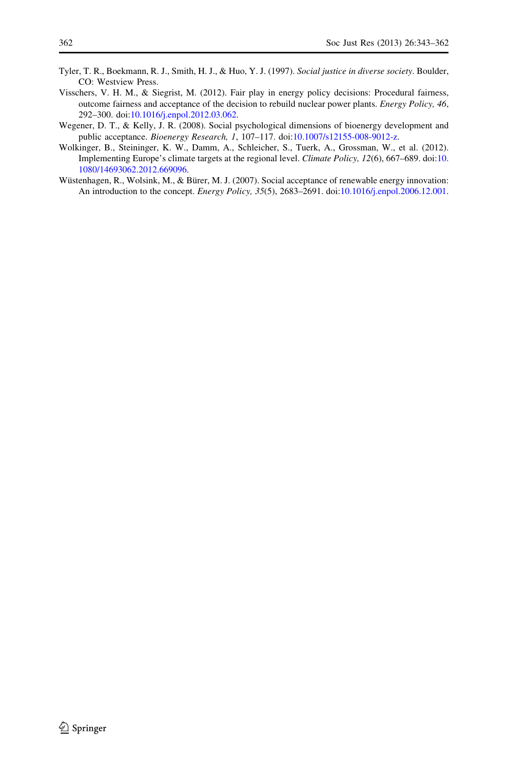Tyler, T. R., Boekmann, R. J., Smith, H. J., & Huo, Y. J. (1997). *Social justice in diverse society*. Boulder, CO: Westview Press.

Visschers, V. H. M., & Siegrist, M. (2012). Fair play in energy policy decisions: Procedural fairness, outcome fairness and acceptance of the decision to rebuild nuclear power plants. *Energy Policy, 46*, 292–300. doi:10.1016/j.enpol.2012.03.062.

Wegener, D. T., & Kelly, J. R. (2008). Social psychological dimensions of bioenergy development and public acceptance. *Bioenergy Research, 1*, 107–117. doi:10.1007/s12155-008-9012-z.

Wolkinger, B., Steininger, K. W., Damm, A., Schleicher, S., Tuerk, A., Grossman, W., et al. (2012). Implementing Europe's climate targets at the regional level. *Climate Policy, 12*(6), 667–689. doi:10.1080/14693062.2012.669096.

Wüstenhagen, R., Wolsink, M., & Bürer, M. J. (2007). Social acceptance of renewable energy innovation: An introduction to the concept. *Energy Policy, 35*(5), 2683–2691. doi:10.1016/j.enpol.2006.12.001.